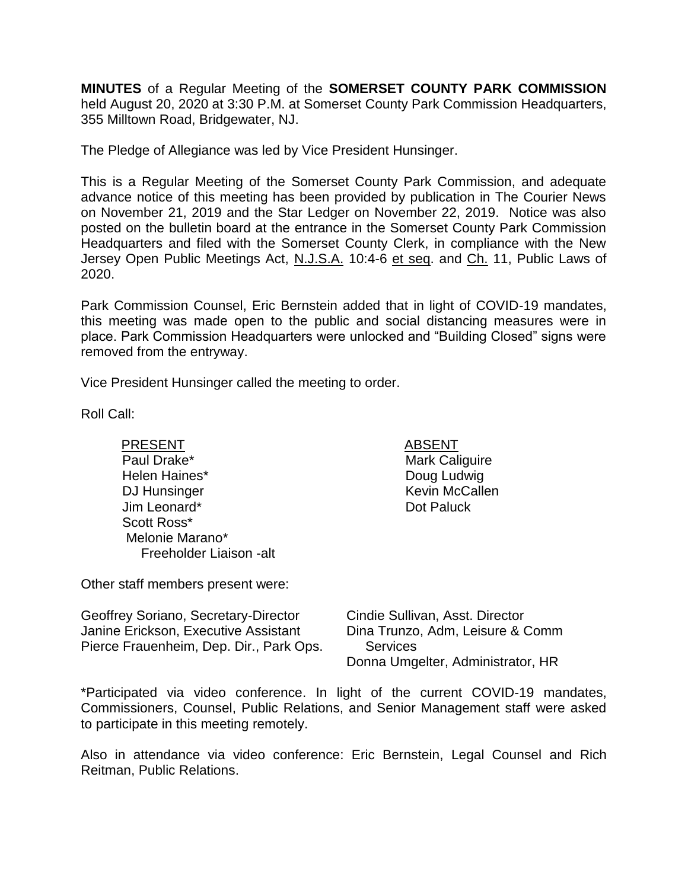**MINUTES** of a Regular Meeting of the **SOMERSET COUNTY PARK COMMISSION** held August 20, 2020 at 3:30 P.M. at Somerset County Park Commission Headquarters, 355 Milltown Road, Bridgewater, NJ.

The Pledge of Allegiance was led by Vice President Hunsinger.

This is a Regular Meeting of the Somerset County Park Commission, and adequate advance notice of this meeting has been provided by publication in The Courier News on November 21, 2019 and the Star Ledger on November 22, 2019. Notice was also posted on the bulletin board at the entrance in the Somerset County Park Commission Headquarters and filed with the Somerset County Clerk, in compliance with the New Jersey Open Public Meetings Act, N.J.S.A. 10:4-6 et seq. and Ch. 11, Public Laws of 2020.

Park Commission Counsel, Eric Bernstein added that in light of COVID-19 mandates, this meeting was made open to the public and social distancing measures were in place. Park Commission Headquarters were unlocked and "Building Closed" signs were removed from the entryway.

Vice President Hunsinger called the meeting to order.

Roll Call:

| PRESENT | ABSENT |
|---|---|
| Paul Drake* | Mark Caliguire |
| Helen Haines* | Doug Ludwig |
| DJ Hunsinger | Kevin McCallen |
| Jim Leonard* | Dot Paluck |
| Scott Ross* | |
| Melonie Marano* Freeholder Liaison -alt | |

Other staff members present were:

| | |
|---|---|
| Geoffrey Soriano, Secretary-Director | Cindie Sullivan, Asst. Director |
| Janine Erickson, Executive Assistant | Dina Trunzo, Adm, Leisure & Comm Services |
| Pierce Frauenheim, Dep. Dir., Park Ops. | Donna Umgelter, Administrator, HR |

*Participated via video conference. In light of the current COVID-19 mandates, Commissioners, Counsel, Public Relations, and Senior Management staff were asked to participate in this meeting remotely.

Also in attendance via video conference: Eric Bernstein, Legal Counsel and Rich Reitman, Public Relations.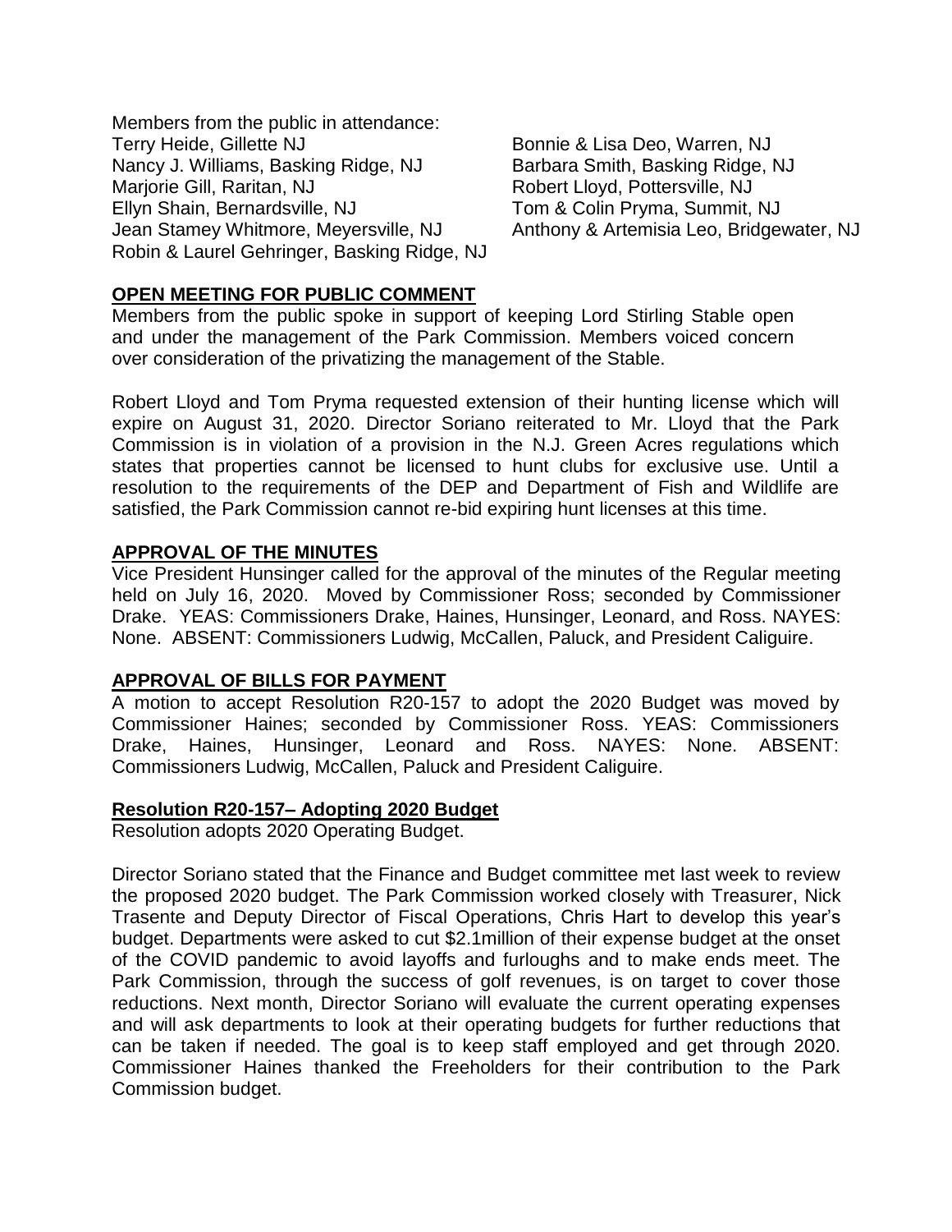Members from the public in attendance:

Terry Heide, Gillette NJ
Nancy J. Williams, Basking Ridge, NJ
Marjorie Gill, Raritan, NJ
Ellyn Shain, Bernardsville, NJ
Jean Stamey Whitmore, Meyersville, NJ
Robin & Laurel Gehringer, Basking Ridge, NJ
Bonnie & Lisa Deo, Warren, NJ
Barbara Smith, Basking Ridge, NJ
Robert Lloyd, Pottersville, NJ
Tom & Colin Pryma, Summit, NJ
Anthony & Artemisia Leo, Bridgewater, NJ

**OPEN MEETING FOR PUBLIC COMMENT**

Members from the public spoke in support of keeping Lord Stirling Stable open and under the management of the Park Commission. Members voiced concern over consideration of the privatizing the management of the Stable.

Robert Lloyd and Tom Pryma requested extension of their hunting license which will expire on August 31, 2020. Director Soriano reiterated to Mr. Lloyd that the Park Commission is in violation of a provision in the N.J. Green Acres regulations which states that properties cannot be licensed to hunt clubs for exclusive use. Until a resolution to the requirements of the DEP and Department of Fish and Wildlife are satisfied, the Park Commission cannot re-bid expiring hunt licenses at this time.

**APPROVAL OF THE MINUTES**

Vice President Hunsinger called for the approval of the minutes of the Regular meeting held on July 16, 2020. Moved by Commissioner Ross; seconded by Commissioner Drake. YEAS: Commissioners Drake, Haines, Hunsinger, Leonard, and Ross. NAYES: None. ABSENT: Commissioners Ludwig, McCallen, Paluck, and President Caliguire.

**APPROVAL OF BILLS FOR PAYMENT**

A motion to accept Resolution R20-157 to adopt the 2020 Budget was moved by Commissioner Haines; seconded by Commissioner Ross. YEAS: Commissioners Drake, Haines, Hunsinger, Leonard and Ross. NAYES: None. ABSENT: Commissioners Ludwig, McCallen, Paluck and President Caliguire.

**Resolution R20-157– Adopting 2020 Budget**

Resolution adopts 2020 Operating Budget.

Director Soriano stated that the Finance and Budget committee met last week to review the proposed 2020 budget. The Park Commission worked closely with Treasurer, Nick Trasente and Deputy Director of Fiscal Operations, Chris Hart to develop this year's budget. Departments were asked to cut $2.1million of their expense budget at the onset of the COVID pandemic to avoid layoffs and furloughs and to make ends meet. The Park Commission, through the success of golf revenues, is on target to cover those reductions. Next month, Director Soriano will evaluate the current operating expenses and will ask departments to look at their operating budgets for further reductions that can be taken if needed. The goal is to keep staff employed and get through 2020. Commissioner Haines thanked the Freeholders for their contribution to the Park Commission budget.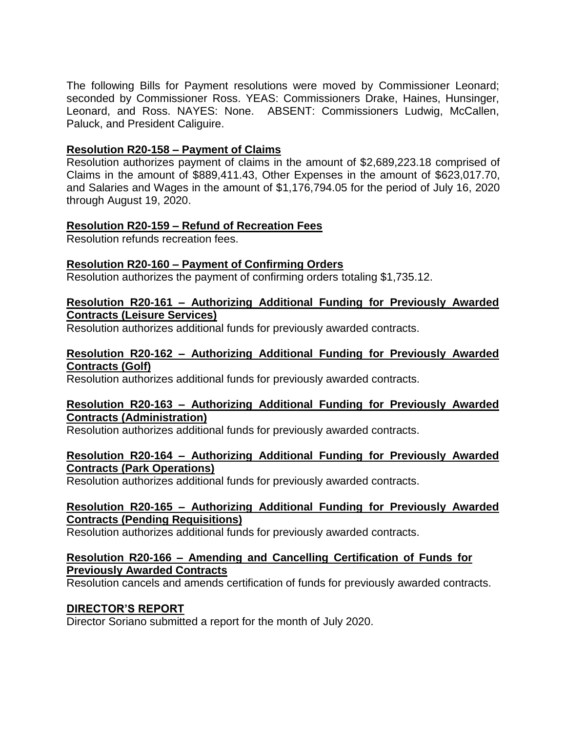The following Bills for Payment resolutions were moved by Commissioner Leonard; seconded by Commissioner Ross. YEAS: Commissioners Drake, Haines, Hunsinger, Leonard, and Ross. NAYES: None. ABSENT: Commissioners Ludwig, McCallen, Paluck, and President Caliguire.

**Resolution R20-158 – Payment of Claims**

Resolution authorizes payment of claims in the amount of $2,689,223.18 comprised of Claims in the amount of $889,411.43, Other Expenses in the amount of $623,017.70, and Salaries and Wages in the amount of $1,176,794.05 for the period of July 16, 2020 through August 19, 2020.

**Resolution R20-159 – Refund of Recreation Fees**

Resolution refunds recreation fees.

**Resolution R20-160 – Payment of Confirming Orders**

Resolution authorizes the payment of confirming orders totaling $1,735.12.

**Resolution R20-161 – Authorizing Additional Funding for Previously Awarded Contracts (Leisure Services)**

Resolution authorizes additional funds for previously awarded contracts.

**Resolution R20-162 – Authorizing Additional Funding for Previously Awarded Contracts (Golf)**

Resolution authorizes additional funds for previously awarded contracts.

**Resolution R20-163 – Authorizing Additional Funding for Previously Awarded Contracts (Administration)**

Resolution authorizes additional funds for previously awarded contracts.

**Resolution R20-164 – Authorizing Additional Funding for Previously Awarded Contracts (Park Operations)**

Resolution authorizes additional funds for previously awarded contracts.

**Resolution R20-165 – Authorizing Additional Funding for Previously Awarded Contracts (Pending Requisitions)**

Resolution authorizes additional funds for previously awarded contracts.

**Resolution R20-166 – Amending and Cancelling Certification of Funds for Previously Awarded Contracts**

Resolution cancels and amends certification of funds for previously awarded contracts.

**DIRECTOR'S REPORT**

Director Soriano submitted a report for the month of July 2020.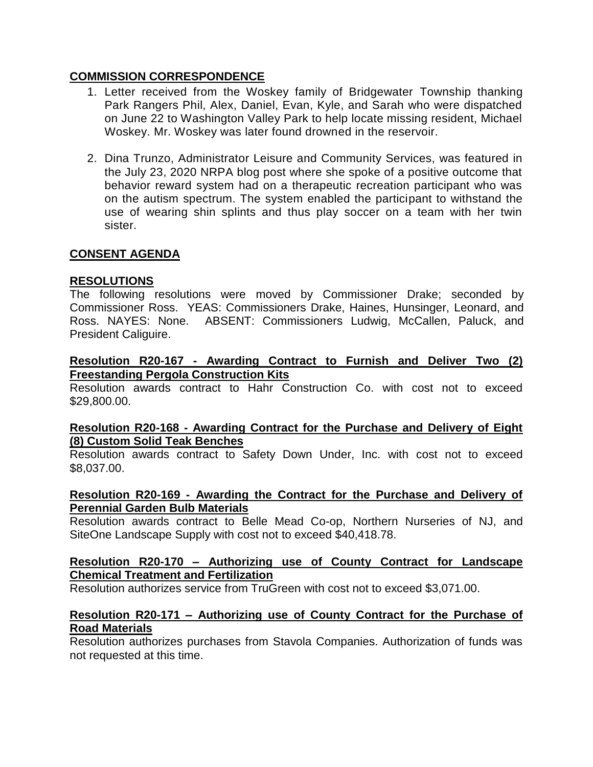## COMMISSION CORRESPONDENCE

1. Letter received from the Woskey family of Bridgewater Township thanking Park Rangers Phil, Alex, Daniel, Evan, Kyle, and Sarah who were dispatched on June 22 to Washington Valley Park to help locate missing resident, Michael Woskey. Mr. Woskey was later found drowned in the reservoir.

2. Dina Trunzo, Administrator Leisure and Community Services, was featured in the July 23, 2020 NRPA blog post where she spoke of a positive outcome that behavior reward system had on a therapeutic recreation participant who was on the autism spectrum. The system enabled the participant to withstand the use of wearing shin splints and thus play soccer on a team with her twin sister.

## CONSENT AGENDA

## RESOLUTIONS

The following resolutions were moved by Commissioner Drake; seconded by Commissioner Ross. YEAS: Commissioners Drake, Haines, Hunsinger, Leonard, and Ross. NAYES: None. ABSENT: Commissioners Ludwig, McCallen, Paluck, and President Caliguire.

**Resolution R20-167 - Awarding Contract to Furnish and Deliver Two (2) Freestanding Pergola Construction Kits**

Resolution awards contract to Hahr Construction Co. with cost not to exceed $29,800.00.

**Resolution R20-168 - Awarding Contract for the Purchase and Delivery of Eight (8) Custom Solid Teak Benches**

Resolution awards contract to Safety Down Under, Inc. with cost not to exceed $8,037.00.

**Resolution R20-169 - Awarding the Contract for the Purchase and Delivery of Perennial Garden Bulb Materials**

Resolution awards contract to Belle Mead Co-op, Northern Nurseries of NJ, and SiteOne Landscape Supply with cost not to exceed $40,418.78.

**Resolution R20-170 – Authorizing use of County Contract for Landscape Chemical Treatment and Fertilization**

Resolution authorizes service from TruGreen with cost not to exceed $3,071.00.

**Resolution R20-171 – Authorizing use of County Contract for the Purchase of Road Materials**

Resolution authorizes purchases from Stavola Companies. Authorization of funds was not requested at this time.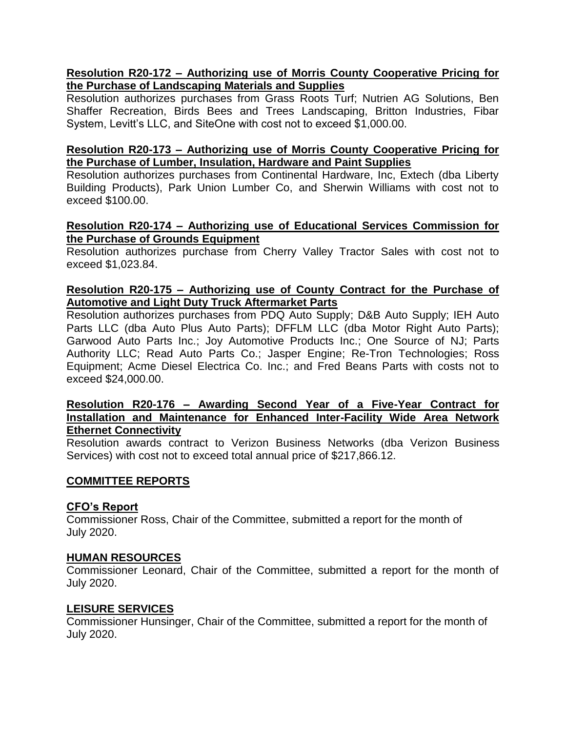**Resolution R20-172 – Authorizing use of Morris County Cooperative Pricing for the Purchase of Landscaping Materials and Supplies**

Resolution authorizes purchases from Grass Roots Turf; Nutrien AG Solutions, Ben Shaffer Recreation, Birds Bees and Trees Landscaping, Britton Industries, Fibar System, Levitt's LLC, and SiteOne with cost not to exceed $1,000.00.

**Resolution R20-173 – Authorizing use of Morris County Cooperative Pricing for the Purchase of Lumber, Insulation, Hardware and Paint Supplies**

Resolution authorizes purchases from Continental Hardware, Inc, Extech (dba Liberty Building Products), Park Union Lumber Co, and Sherwin Williams with cost not to exceed $100.00.

**Resolution R20-174 – Authorizing use of Educational Services Commission for the Purchase of Grounds Equipment**

Resolution authorizes purchase from Cherry Valley Tractor Sales with cost not to exceed $1,023.84.

**Resolution R20-175 – Authorizing use of County Contract for the Purchase of Automotive and Light Duty Truck Aftermarket Parts**

Resolution authorizes purchases from PDQ Auto Supply; D&B Auto Supply; IEH Auto Parts LLC (dba Auto Plus Auto Parts); DFFLM LLC (dba Motor Right Auto Parts); Garwood Auto Parts Inc.; Joy Automotive Products Inc.; One Source of NJ; Parts Authority LLC; Read Auto Parts Co.; Jasper Engine; Re-Tron Technologies; Ross Equipment; Acme Diesel Electrica Co. Inc.; and Fred Beans Parts with costs not to exceed $24,000.00.

**Resolution R20-176 – Awarding Second Year of a Five-Year Contract for Installation and Maintenance for Enhanced Inter-Facility Wide Area Network Ethernet Connectivity**

Resolution awards contract to Verizon Business Networks (dba Verizon Business Services) with cost not to exceed total annual price of $217,866.12.

## COMMITTEE REPORTS

### CFO's Report

Commissioner Ross, Chair of the Committee, submitted a report for the month of July 2020.

### HUMAN RESOURCES

Commissioner Leonard, Chair of the Committee, submitted a report for the month of July 2020.

### LEISURE SERVICES

Commissioner Hunsinger, Chair of the Committee, submitted a report for the month of July 2020.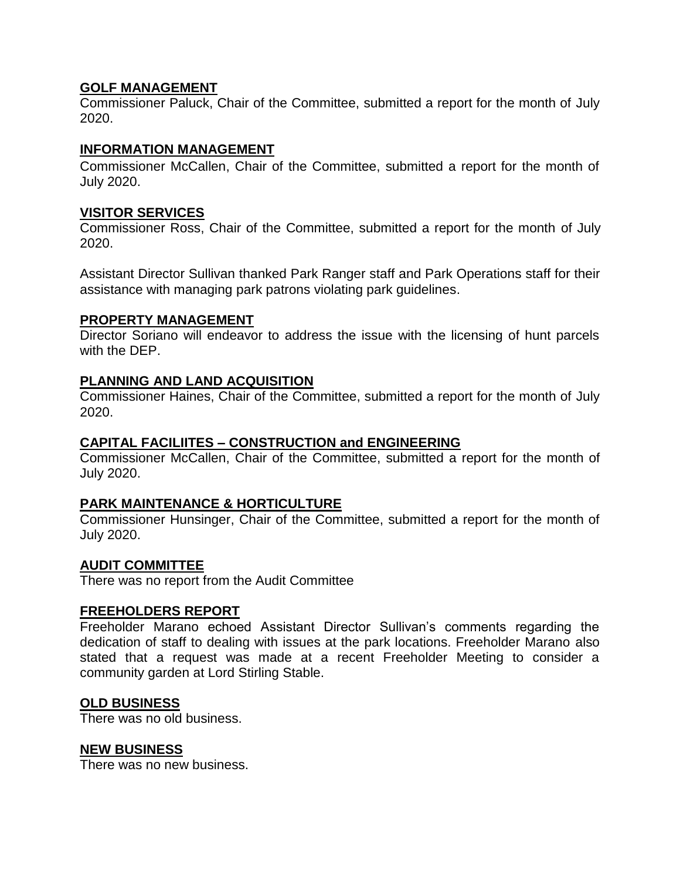**GOLF MANAGEMENT**

Commissioner Paluck, Chair of the Committee, submitted a report for the month of July 2020.

**INFORMATION MANAGEMENT**

Commissioner McCallen, Chair of the Committee, submitted a report for the month of July 2020.

**VISITOR SERVICES**

Commissioner Ross, Chair of the Committee, submitted a report for the month of July 2020.

Assistant Director Sullivan thanked Park Ranger staff and Park Operations staff for their assistance with managing park patrons violating park guidelines.

**PROPERTY MANAGEMENT**

Director Soriano will endeavor to address the issue with the licensing of hunt parcels with the DEP.

**PLANNING AND LAND ACQUISITION**

Commissioner Haines, Chair of the Committee, submitted a report for the month of July 2020.

**CAPITAL FACILIITES – CONSTRUCTION and ENGINEERING**

Commissioner McCallen, Chair of the Committee, submitted a report for the month of July 2020.

**PARK MAINTENANCE & HORTICULTURE**

Commissioner Hunsinger, Chair of the Committee, submitted a report for the month of July 2020.

**AUDIT COMMITTEE**

There was no report from the Audit Committee

**FREEHOLDERS REPORT**

Freeholder Marano echoed Assistant Director Sullivan's comments regarding the dedication of staff to dealing with issues at the park locations. Freeholder Marano also stated that a request was made at a recent Freeholder Meeting to consider a community garden at Lord Stirling Stable.

**OLD BUSINESS**

There was no old business.

**NEW BUSINESS**

There was no new business.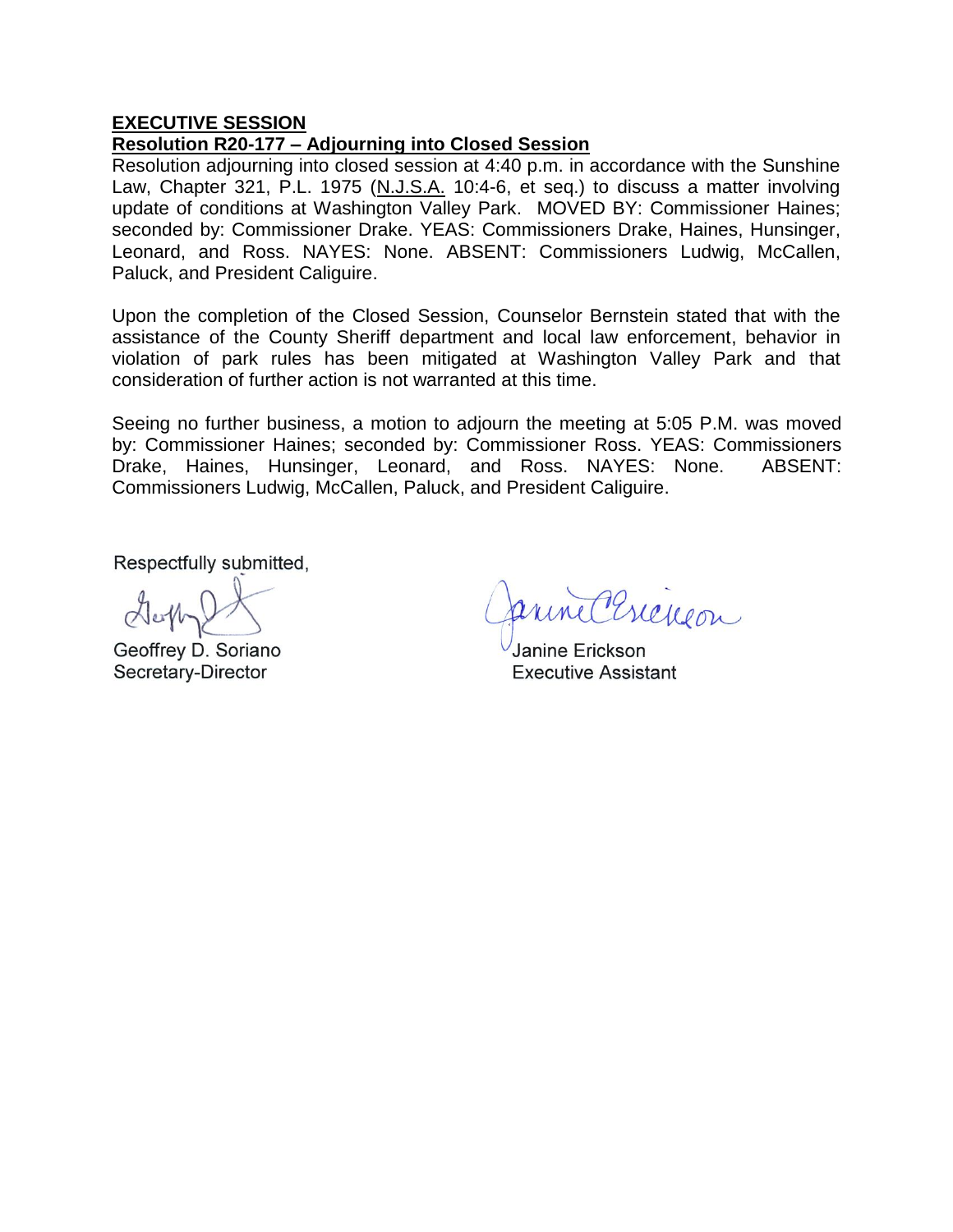**<u>EXECUTIVE SESSION</u>**

**<u>Resolution R20-177 – Adjourning into Closed Session</u>**

Resolution adjourning into closed session at 4:40 p.m. in accordance with the Sunshine Law, Chapter 321, P.L. 1975 (<u>N.J.S.A.</u> 10:4-6, et seq.) to discuss a matter involving update of conditions at Washington Valley Park. MOVED BY: Commissioner Haines; seconded by: Commissioner Drake. YEAS: Commissioners Drake, Haines, Hunsinger, Leonard, and Ross. NAYES: None. ABSENT: Commissioners Ludwig, McCallen, Paluck, and President Caliguire.

Upon the completion of the Closed Session, Counselor Bernstein stated that with the assistance of the County Sheriff department and local law enforcement, behavior in violation of park rules has been mitigated at Washington Valley Park and that consideration of further action is not warranted at this time.

Seeing no further business, a motion to adjourn the meeting at 5:05 P.M. was moved by: Commissioner Haines; seconded by: Commissioner Ross. YEAS: Commissioners Drake, Haines, Hunsinger, Leonard, and Ross. NAYES: None. ABSENT: Commissioners Ludwig, McCallen, Paluck, and President Caliguire.

Respectfully submitted,

Geoffrey D. Soriano
Secretary-Director

Janine Erickson
Executive Assistant